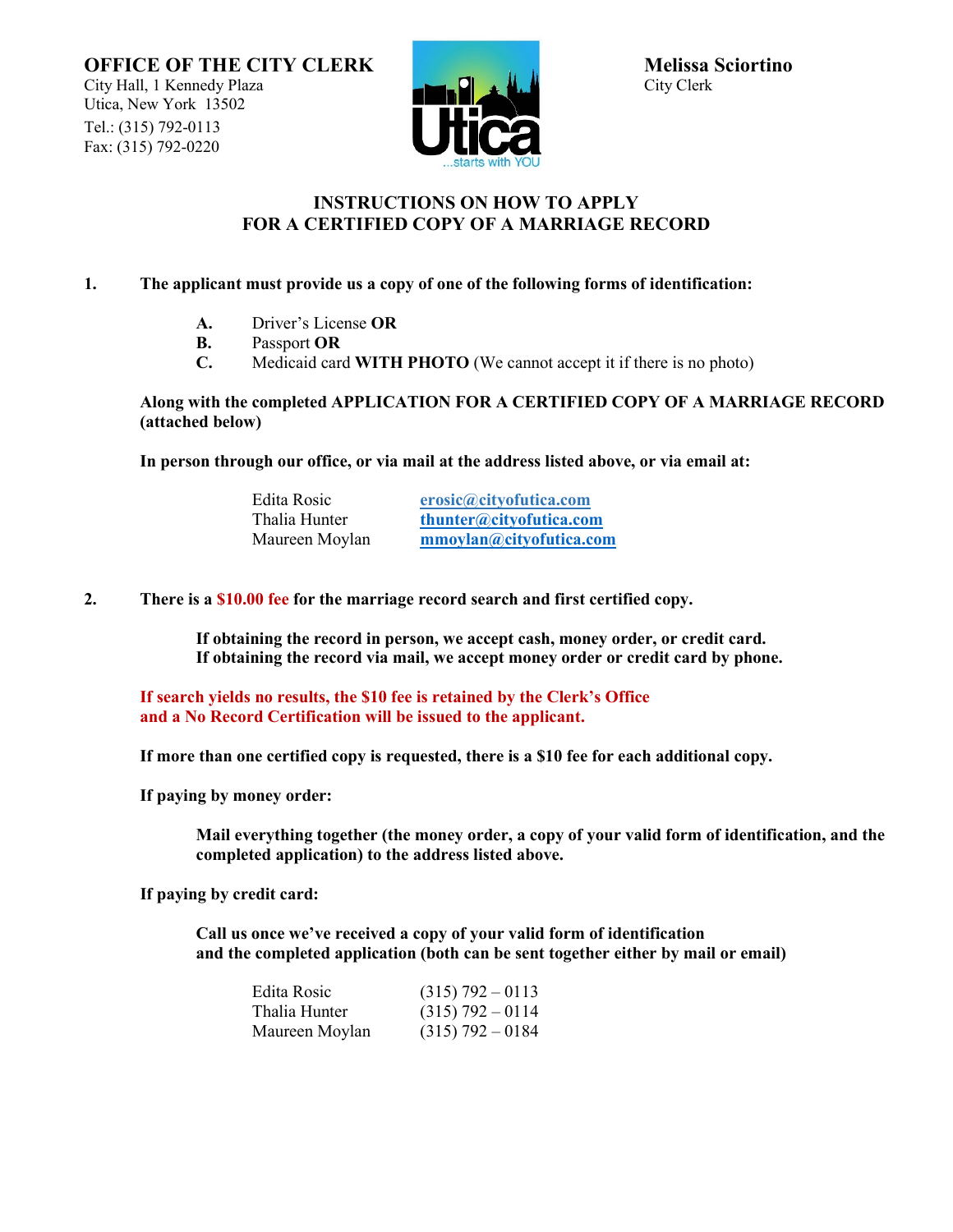**OFFICE OF THE CITY CLERK**
City Hall, 1 Kennedy Plaza
Utica, New York 13502
Tel.: (315) 792-0113
Fax: (315) 792-0220

**Melissa Sciortino**
City Clerk

# INSTRUCTIONS ON HOW TO APPLY FOR A CERTIFIED COPY OF A MARRIAGE RECORD

**1. The applicant must provide us a copy of one of the following forms of identification:**

- **A.** Driver's License **OR**
- **B.** Passport **OR**
- **C.** Medicaid card **WITH PHOTO** (We cannot accept it if there is no photo)

**Along with the completed APPLICATION FOR A CERTIFIED COPY OF A MARRIAGE RECORD (attached below)**

**In person through our office, or via mail at the address listed above, or via email at:**

| | |
|---|---|
| Edita Rosic | erosic@cityofutica.com |
| Thalia Hunter | thunter@cityofutica.com |
| Maureen Moylan | mmoylan@cityofutica.com |

**2. There is a $10.00 fee for the marriage record search and first certified copy.**

**If obtaining the record in person, we accept cash, money order, or credit card.**
**If obtaining the record via mail, we accept money order or credit card by phone.**

**If search yields no results, the $10 fee is retained by the Clerk's Office and a No Record Certification will be issued to the applicant.**

**If more than one certified copy is requested, there is a $10 fee for each additional copy.**

**If paying by money order:**

**Mail everything together (the money order, a copy of your valid form of identification, and the completed application) to the address listed above.**

**If paying by credit card:**

**Call us once we've received a copy of your valid form of identification and the completed application (both can be sent together either by mail or email)**

| | |
|---|---|
| Edita Rosic | (315) 792 – 0113 |
| Thalia Hunter | (315) 792 – 0114 |
| Maureen Moylan | (315) 792 – 0184 |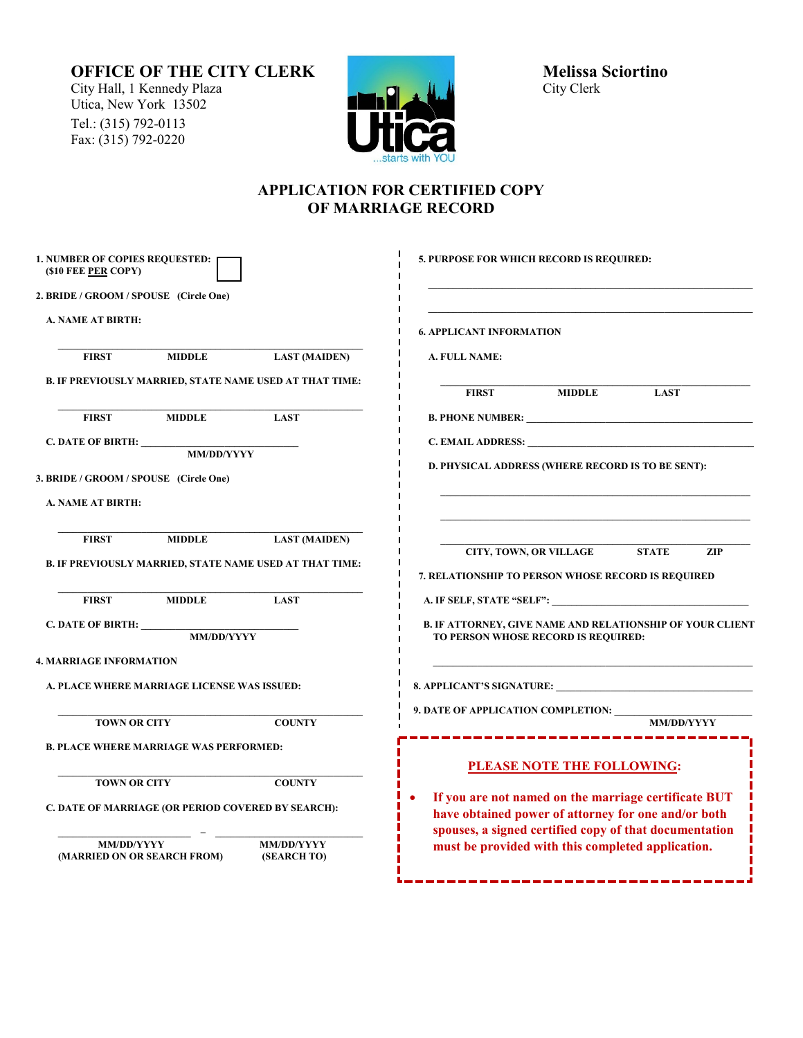**OFFICE OF THE CITY CLERK**
City Hall, 1 Kennedy Plaza
Utica, New York 13502
Tel.: (315) 792-0113
Fax: (315) 792-0220

**Melissa Sciortino**
City Clerk

Utica ...starts with YOU

# APPLICATION FOR CERTIFIED COPY OF MARRIAGE RECORD

**1. NUMBER OF COPIES REQUESTED: ☐**
**($10 FEE PER COPY)**

**2. BRIDE / GROOM / SPOUSE (Circle One)**

**A. NAME AT BIRTH:**

______________________________________________
**FIRST** **MIDDLE** **LAST (MAIDEN)**

**B. IF PREVIOUSLY MARRIED, STATE NAME USED AT THAT TIME:**

______________________________________________
**FIRST** **MIDDLE** **LAST**

**C. DATE OF BIRTH:** ______________________
**MM/DD/YYYY**

**3. BRIDE / GROOM / SPOUSE (Circle One)**

**A. NAME AT BIRTH:**

______________________________________________
**FIRST** **MIDDLE** **LAST (MAIDEN)**

**B. IF PREVIOUSLY MARRIED, STATE NAME USED AT THAT TIME:**

______________________________________________
**FIRST** **MIDDLE** **LAST**

**C. DATE OF BIRTH:** ______________________
**MM/DD/YYYY**

**4. MARRIAGE INFORMATION**

**A. PLACE WHERE MARRIAGE LICENSE WAS ISSUED:**

______________________________________________
**TOWN OR CITY** **COUNTY**

**B. PLACE WHERE MARRIAGE WAS PERFORMED:**

______________________________________________
**TOWN OR CITY** **COUNTY**

**C. DATE OF MARRIAGE (OR PERIOD COVERED BY SEARCH):**

______________________ – ______________________
**MM/DD/YYYY** **MM/DD/YYYY**
**(MARRIED ON OR SEARCH FROM)** **(SEARCH TO)**

**5. PURPOSE FOR WHICH RECORD IS REQUIRED:**

______________________________________________

______________________________________________

**6. APPLICANT INFORMATION**

**A. FULL NAME:**

______________________________________________
**FIRST** **MIDDLE** **LAST**

**B. PHONE NUMBER:** ______________________________

**C. EMAIL ADDRESS:** ______________________________

**D. PHYSICAL ADDRESS (WHERE RECORD IS TO BE SENT):**

______________________________________________

______________________________________________

______________________________________________
**CITY, TOWN, OR VILLAGE** **STATE** **ZIP**

**7. RELATIONSHIP TO PERSON WHOSE RECORD IS REQUIRED**

**A. IF SELF, STATE "SELF":** ______________________________

**B. IF ATTORNEY, GIVE NAME AND RELATIONSHIP OF YOUR CLIENT TO PERSON WHOSE RECORD IS REQUIRED:**

______________________________________________

**8. APPLICANT'S SIGNATURE:** ______________________________

**9. DATE OF APPLICATION COMPLETION:** ______________________
**MM/DD/YYYY**

**PLEASE NOTE THE FOLLOWING:**

- **If you are not named on the marriage certificate BUT have obtained power of attorney for one and/or both spouses, a signed certified copy of that documentation must be provided with this completed application.**